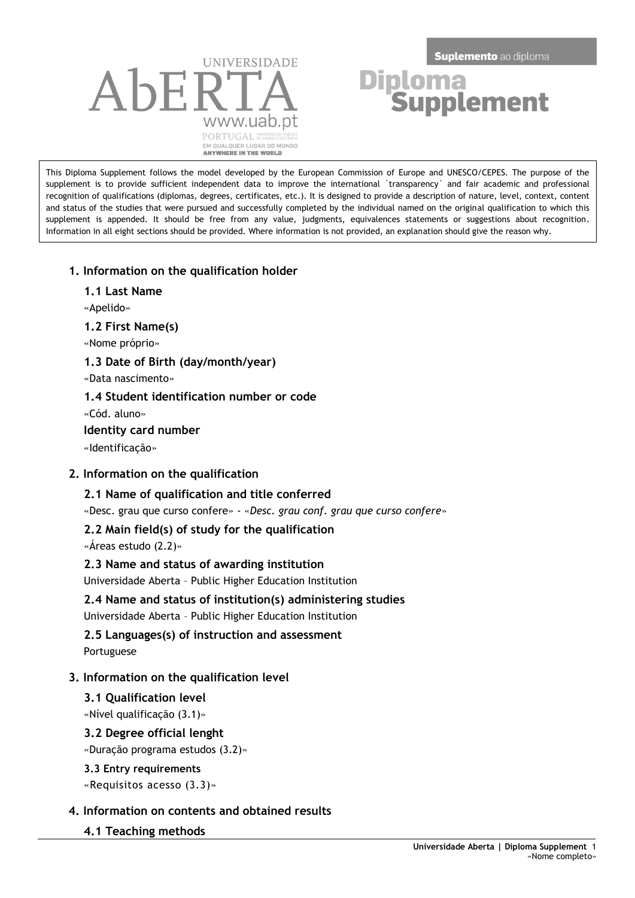**Suplemento** ao diploma

# Diploma Supplement

UNIVERSIDADE ABERTA
www.uab.pt
PORTUGAL
EM QUALQUER LUGAR DO MUNDO
ANYWHERE IN THE WORLD

This Diploma Supplement follows the model developed by the European Commission of Europe and UNESCO/CEPES. The purpose of the supplement is to provide sufficient independent data to improve the international `transparency´ and fair academic and professional recognition of qualifications (diplomas, degrees, certificates, etc.). It is designed to provide a description of nature, level, context, content and status of the studies that were pursued and successfully completed by the individual named on the original qualification to which this supplement is appended. It should be free from any value, judgments, equivalences statements or suggestions about recognition. Information in all eight sections should be provided. Where information is not provided, an explanation should give the reason why.

## 1. Information on the qualification holder

### 1.1 Last Name

«Apelido»

### 1.2 First Name(s)

«Nome próprio»

### 1.3 Date of Birth (day/month/year)

«Data nascimento»

### 1.4 Student identification number or code

«Cód. aluno»

### Identity card number

«Identificação»

## 2. Information on the qualification

### 2.1 Name of qualification and title conferred

«Desc. grau que curso confere» - *«Desc. grau conf. grau que curso confere»*

### 2.2 Main field(s) of study for the qualification

«Áreas estudo (2.2)»

### 2.3 Name and status of awarding institution

Universidade Aberta – Public Higher Education Institution

### 2.4 Name and status of institution(s) administering studies

Universidade Aberta – Public Higher Education Institution

### 2.5 Languages(s) of instruction and assessment

Portuguese

## 3. Information on the qualification level

### 3.1 Qualification level

«Nível qualificação (3.1)»

### 3.2 Degree official lenght

«Duração programa estudos (3.2)»

### 3.3 Entry requirements

«Requisitos acesso (3.3)»

## 4. Information on contents and obtained results

### 4.1 Teaching methods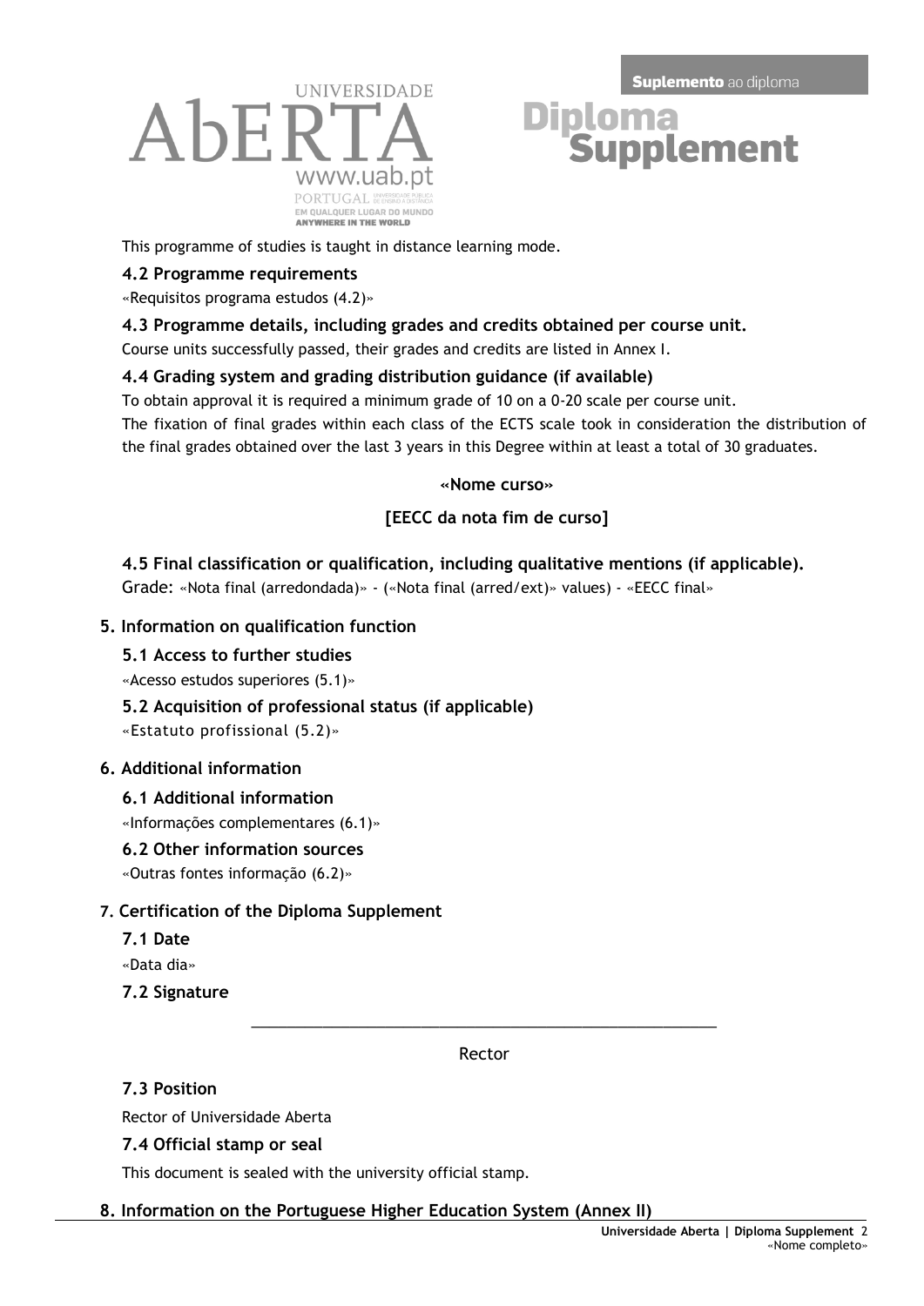This programme of studies is taught in distance learning mode.

### 4.2 Programme requirements

«Requisitos programa estudos (4.2)»

### 4.3 Programme details, including grades and credits obtained per course unit.

Course units successfully passed, their grades and credits are listed in Annex I.

### 4.4 Grading system and grading distribution guidance (if available)

To obtain approval it is required a minimum grade of 10 on a 0-20 scale per course unit.

The fixation of final grades within each class of the ECTS scale took in consideration the distribution of the final grades obtained over the last 3 years in this Degree within at least a total of 30 graduates.

**«Nome curso»**

**[EECC da nota fim de curso]**

### 4.5 Final classification or qualification, including qualitative mentions (if applicable).

Grade: «Nota final (arredondada)» - («Nota final (arred/ext)» values) - «EECC final»

## 5. Information on qualification function

### 5.1 Access to further studies

«Acesso estudos superiores (5.1)»

### 5.2 Acquisition of professional status (if applicable)

«Estatuto profissional (5.2)»

## 6. Additional information

### 6.1 Additional information

«Informações complementares (6.1)»

### 6.2 Other information sources

«Outras fontes informação (6.2)»

## 7. Certification of the Diploma Supplement

### 7.1 Date

«Data dia»

### 7.2 Signature

\_\_\_\_\_\_\_\_\_\_\_\_\_\_\_\_\_\_\_\_\_\_\_\_\_\_\_\_\_\_\_\_\_\_\_\_\_\_\_\_\_\_\_\_\_\_\_\_\_\_\_\_\_\_\_\_

Rector

### 7.3 Position

Rector of Universidade Aberta

### 7.4 Official stamp or seal

This document is sealed with the university official stamp.

## 8. Information on the Portuguese Higher Education System (Annex II)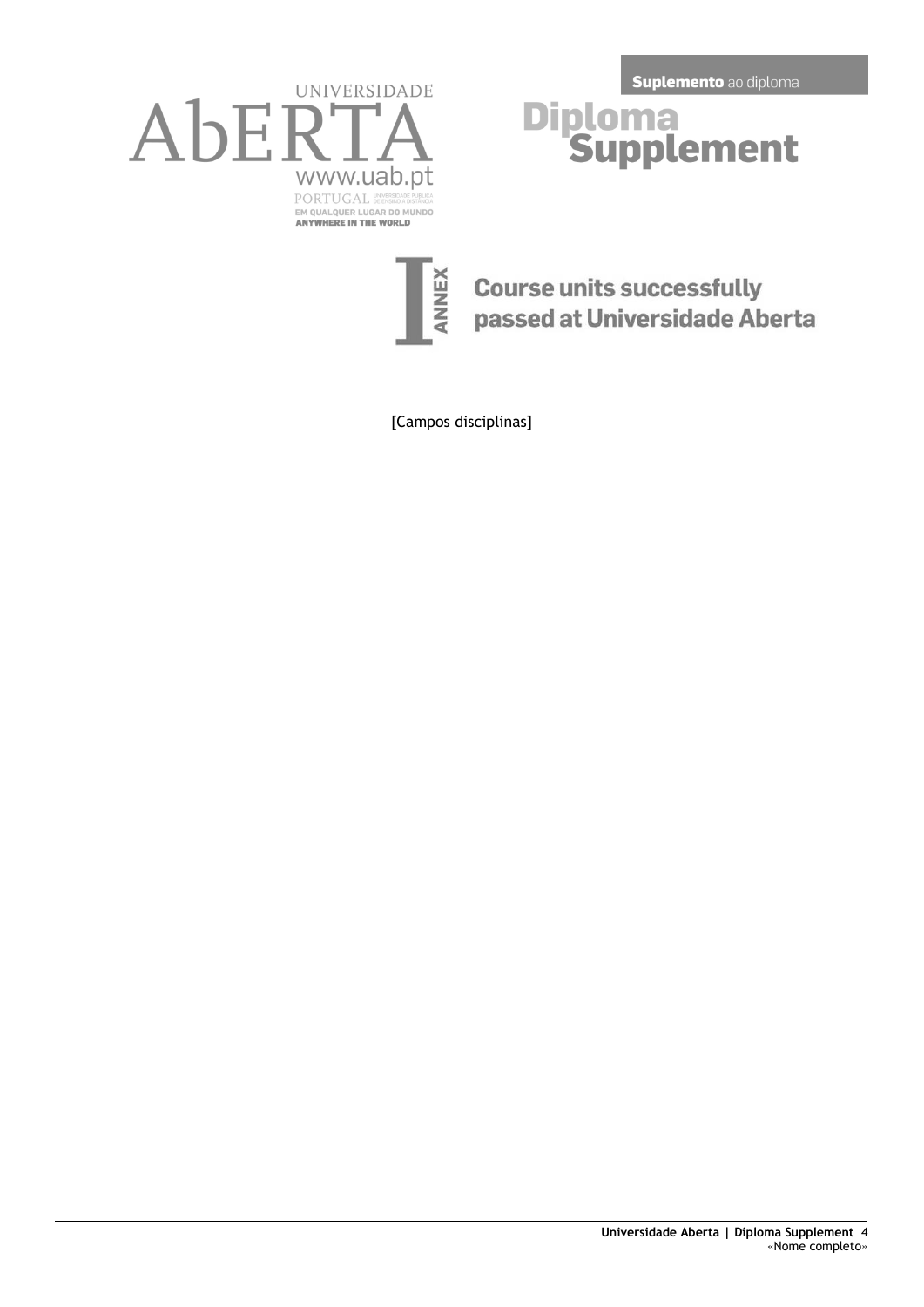UNIVERSIDADE ABERTA
www.uab.pt
PORTUGAL UNIVERSIDADE PÚBLICA DE ENSINO A DISTÂNCIA
EM QUALQUER LUGAR DO MUNDO
ANYWHERE IN THE WORLD

**Suplemento** ao diploma

# Diploma Supplement

## I ANNEX — Course units successfully passed at Universidade Aberta

[Campos disciplinas]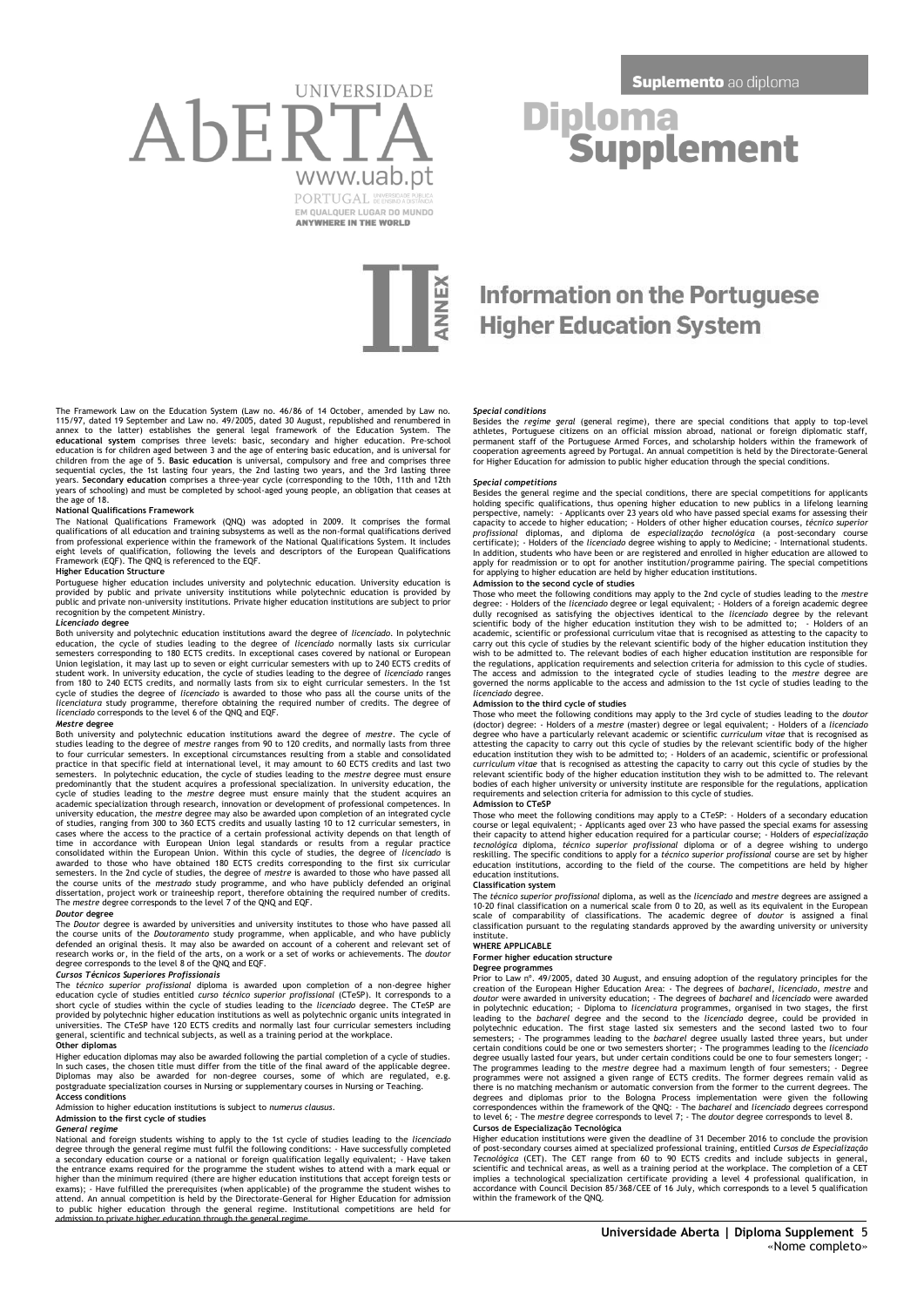Suplemento ao diploma

# Diploma Supplement

UNIVERSIDADE ABERTA

www.uab.pt

PORTUGAL

EM QUALQUER LUGAR DO MUNDO
ANYWHERE IN THE WORLD

## II ANNEX Information on the Portuguese Higher Education System

The Framework Law on the Education System (Law no. 46/86 of 14 October, amended by Law no. 115/97, dated 19 September and Law no. 49/2005, dated 30 August, republished and renumbered in annex to the latter) establishes the general legal framework of the Education System. The **educational system** comprises three levels: basic, secondary and higher education. Pre-school education is for children aged between 3 and the age of entering basic education, and is universal for children from the age of 5. **Basic education** is universal, compulsory and free and comprises three sequential cycles, the 1st lasting four years, the 2nd lasting two years, and the 3rd lasting three years. **Secondary education** comprises a three-year cycle (corresponding to the 10th, 11th and 12th years of schooling) and must be completed by school-aged young people, an obligation that ceases at the age of 18.

**National Qualifications Framework**

The National Qualifications Framework (QNQ) was adopted in 2009. It comprises the formal qualifications of all education and training subsystems as well as the non-formal qualifications derived from professional experience within the framework of the National Qualifications System. It includes eight levels of qualification, following the levels and descriptors of the European Qualifications Framework (EQF). The QNQ is referenced to the EQF.

**Higher Education Structure**

Portuguese higher education includes university and polytechnic education. University education is provided by public and private university institutions while polytechnic education is provided by public and private non-university institutions. Private higher education institutions are subject to prior recognition by the competent Ministry.

***Licenciado* degree**

Both university and polytechnic education institutions award the degree of *licenciado*. In polytechnic education, the cycle of studies leading to the degree of *licenciado* normally lasts six curricular semesters corresponding to 180 ECTS credits. In exceptional cases covered by national or European Union legislation, it may last up to seven or eight curricular semesters with up to 240 ECTS credits of student work. In university education, the cycle of studies leading to the degree of *licenciado* ranges from 180 to 240 ECTS credits, and normally lasts from six to eight curricular semesters. In the 1st cycle of studies the degree of *licenciado* is awarded to those who pass all the course units of the *licenciatura* study programme, therefore obtaining the required number of credits. The degree of *licenciado* corresponds to the level 6 of the QNQ and EQF.

***Mestre* degree**

Both university and polytechnic education institutions award the degree of *mestre*. The cycle of studies leading to the degree of *mestre* ranges from 90 to 120 credits, and normally lasts from three to four curricular semesters. In exceptional circumstances resulting from a stable and consolidated practice in that specific field at international level, it may amount to 60 ECTS credits and last two semesters. In polytechnic education, the cycle of studies leading to the *mestre* degree must ensure predominantly that the student acquires a professional specialization. In university education, the cycle of studies leading to the *mestre* degree must ensure mainly that the student acquires an academic specialization through research, innovation or development of professional competences. In university education, the *mestre* degree may also be awarded upon completion of an integrated cycle of studies, ranging from 300 to 360 ECTS credits and usually lasting 10 to 12 curricular semesters, in cases where the access to the practice of a certain professional activity depends on that length of time in accordance with European Union legal standards or results from a regular practice consolidated within the European Union. Within this cycle of studies, the degree of *licenciado* is awarded to those who have obtained 180 ECTS credits corresponding to the first six curricular semesters. In the 2nd cycle of studies, the degree of *mestre* is awarded to those who have passed all the course units of the *mestrado* study programme, and who have publicly defended an original dissertation, project work or traineeship report, therefore obtaining the required number of credits. The *mestre* degree corresponds to the level 7 of the QNQ and EQF.

***Doutor* degree**

The *Doutor* degree is awarded by universities and university institutes to those who have passed all the course units of the *Doutoramento* study programme, when applicable, and who have publicly defended an original thesis. It may also be awarded on account of a coherent and relevant set of research works or, in the field of the arts, on a work or a set of works or achievements. The *doutor* degree corresponds to the level 8 of the QNQ and EQF.

***Cursos Técnicos Superiores Profissionais***

The *técnico superior profissional* diploma is awarded upon completion of a non-degree higher education cycle of studies entitled *curso técnico superior profissional* (CTeSP). It corresponds to a short cycle of studies within the cycle of studies leading to the *licenciado* degree. The CTeSP are provided by polytechnic higher education institutions as well as polytechnic organic units integrated in universities. The CTeSP have 120 ECTS credits and normally last four curricular semesters including general, scientific and technical subjects, as well as a training period at the workplace.

**Other diplomas**

Higher education diplomas may also be awarded following the partial completion of a cycle of studies. In such cases, the chosen title must differ from the title of the final award of the applicable degree. Diplomas may also be awarded for non-degree courses, some of which are regulated, e.g. postgraduate specialization courses in Nursing or supplementary courses in Nursing or Teaching.

**Access conditions**

Admission to higher education institutions is subject to *numerus clausus*.

**Admission to the first cycle of studies**

***General regime***

National and foreign students wishing to apply to the 1st cycle of studies leading to the *licenciado* degree through the general regime must fulfil the following conditions: - Have successfully completed a secondary education course or a national or foreign qualification legally equivalent; - Have taken the entrance exams required for the programme the student wishes to attend with a mark equal or higher than the minimum required (there are higher education institutions that accept foreign tests or exams); - Have fulfilled the prerequisites (when applicable) of the programme the student wishes to attend. An annual competition is held by the Directorate-General for Higher Education for admission to public higher education through the general regime. Institutional competitions are held for admission to private higher education through the general regime.

***Special conditions***

Besides the *regime geral* (general regime), there are special conditions that apply to top-level athletes, Portuguese citizens on an official mission abroad, national or foreign diplomatic staff, permanent staff of the Portuguese Armed Forces, and scholarship holders within the framework of cooperation agreements agreed by Portugal. An annual competition is held by the Directorate-General for Higher Education for admission to public higher education through the special conditions.

***Special competitions***

Besides the general regime and the special conditions, there are special competitions for applicants holding specific qualifications, thus opening higher education to new publics in a lifelong learning perspective, namely: - Applicants over 23 years old who have passed special exams for assessing their capacity to accede to higher education; - Holders of other higher education courses, *técnico superior profissional* diplomas, and diploma de *especialização tecnológica* (a post-secondary course certificate); - Holders of the *licenciado* degree wishing to apply to Medicine; - International students. In addition, students who have been or are registered and enrolled in higher education are allowed to apply for readmission or to opt for another institution/programme pairing. The special competitions for applying to higher education are held by higher education institutions.

**Admission to the second cycle of studies**

Those who meet the following conditions may apply to the 2nd cycle of studies leading to the *mestre* degree: - Holders of the *licenciado* degree or legal equivalent; - Holders of a foreign academic degree duly recognised as satisfying the objectives identical to the *licenciado* degree by the relevant scientific body of the higher education institution they wish to be admitted to; - Holders of an academic, scientific or professional curriculum vitae that is recognised as attesting to the capacity to carry out this cycle of studies by the relevant scientific body of the higher education institution they wish to be admitted to. The relevant bodies of each higher education institution are responsible for the regulations, application requirements and selection criteria for admission to this cycle of studies. The access and admission to the integrated cycle of studies leading to the *mestre* degree are governed the norms applicable to the access and admission to the 1st cycle of studies leading to the *licenciado* degree.

**Admission to the third cycle of studies**

Those who meet the following conditions may apply to the 3rd cycle of studies leading to the *doutor* (doctor) degree: - Holders of a *mestre* (master) degree or legal equivalent; - Holders of a *licenciado* degree who have a particularly relevant academic or scientific *curriculum vitae* that is recognised as attesting the capacity to carry out this cycle of studies by the relevant scientific body of the higher education institution they wish to be admitted to; - Holders of an academic, scientific or professional *curriculum vitae* that is recognised as attesting the capacity to carry out this cycle of studies by the relevant scientific body of the higher education institution they wish to be admitted to. The relevant bodies of each higher university or university institute are responsible for the regulations, application requirements and selection criteria for admission to this cycle of studies.

**Admission to CTeSP**

Those who meet the following conditions may apply to a CTeSP: - Holders of a secondary education course or legal equivalent; - Applicants aged over 23 who have passed the special exams for assessing their capacity to attend higher education required for a particular course; - Holders of *especialização tecnológica* diploma, *técnico superior profissional* diploma or of a degree wishing to undergo reskilling. The specific conditions to apply for a *técnico superior profissional* course are set by higher education institutions, according to the field of the course. The competitions are held by higher education institutions.

**Classification system**

The *técnico superior profissional* diploma, as well as the *licenciado* and *mestre* degrees are assigned a 10-20 final classification on a numerical scale from 0 to 20, as well as its equivalent in the European scale of comparability of classifications. The academic degree of *doutor* is assigned a final classification pursuant to the regulating standards approved by the awarding university or university institute.

**WHERE APPLICABLE**

**Former higher education structure**

**Degree programmes**

Prior to Law nº. 49/2005, dated 30 August, and ensuing adoption of the regulatory principles for the creation of the European Higher Education Area: - The degrees of *bacharel*, *licenciado*, *mestre* and *doutor* were awarded in university education; - The degrees of *bacharel* and *licenciado* were awarded in polytechnic education; - Diploma to *licenciatura* programmes, organised in two stages, the first leading to the *bacharel* degree and the second to the *licenciado* degree, could be provided in polytechnic education. The first stage lasted six semesters and the second lasted two to four semesters; - The programmes leading to the *bacharel* degree usually lasted three years, but under certain conditions could be one or two semesters shorter; - The programmes leading to the *licenciado* degree usually lasted four years, but under certain conditions could be one to four semesters longer; - The programmes leading to the *mestre* degree had a maximum length of four semesters; - Degree programmes were not assigned a given range of ECTS credits. The former degrees remain valid as there is no matching mechanism or automatic conversion from the former to the current degrees. The degrees and diplomas prior to the Bologna Process implementation were given the following correspondences within the framework of the QNQ: - The *bacharel* and *licenciado* degrees correspond to level 6; - The *mestre* degree corresponds to level 7; - The *doutor* degree corresponds to level 8.

**Cursos de Especialização Tecnológica**

Higher education institutions were given the deadline of 31 December 2016 to conclude the provision of post-secondary courses aimed at specialized professional training, entitled *Cursos de Especialização Tecnológica* (CET). The CET range from 60 to 90 ECTS credits and include subjects in general, scientific and technical areas, as well as a training period at the workplace. The completion of a CET implies a technological specialization certificate providing a level 4 professional qualification, in accordance with Council Decision 85/368/CEE of 16 July, which corresponds to a level 5 qualification within the framework of the QNQ.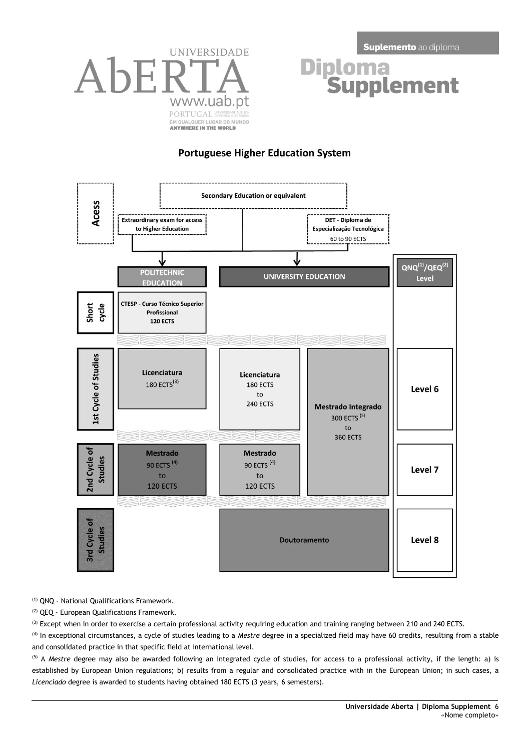UNIVERSIDADE ABERTA
www.uab.pt
PORTUGAL
EM QUALQUER LUGAR DO MUNDO
ANYWHERE IN THE WORLD

**Suplemento** ao diploma

**Diploma Supplement**

## Portuguese Higher Education System

Acess

Secondary Education or equivalent

Extraordinary exam for access to Higher Education

DET - Diploma de Especialização Tecnológica
60 to 90 ECTS

POLITECHNIC EDUCATION

UNIVERSITY EDUCATION

QNQ[1]/QEQ[2] Level

Short cycle

CTESP - Curso Técnico Superior Profissional
120 ECTS

1st Cycle of Studies

Licenciatura
180 ECTS[3]

Licenciatura
180 ECTS
to
240 ECTS

Mestrado Integrado
300 ECTS [5]
to
360 ECTS

Level 6

2nd Cycle of Studies

Mestrado
90 ECTS [4]
to
120 ECTS

Mestrado
90 ECTS [4]
to
120 ECTS

Level 7

3rd Cycle of Studies

Doutoramento

Level 8

[1] QNQ - National Qualifications Framework.

[2] QEQ - European Qualifications Framework.

[3] Except when in order to exercise a certain professional activity requiring education and training ranging between 210 and 240 ECTS.

[4] In exceptional circumstances, a cycle of studies leading to a *Mestre* degree in a specialized field may have 60 credits, resulting from a stable and consolidated practice in that specific field at international level.

[5] A *Mestre* degree may also be awarded following an integrated cycle of studies, for access to a professional activity, if the length: a) is established by European Union regulations; b) results from a regular and consolidated practice with in the European Union; in such cases, a *Licenciado* degree is awarded to students having obtained 180 ECTS (3 years, 6 semesters).

«Nome completo»